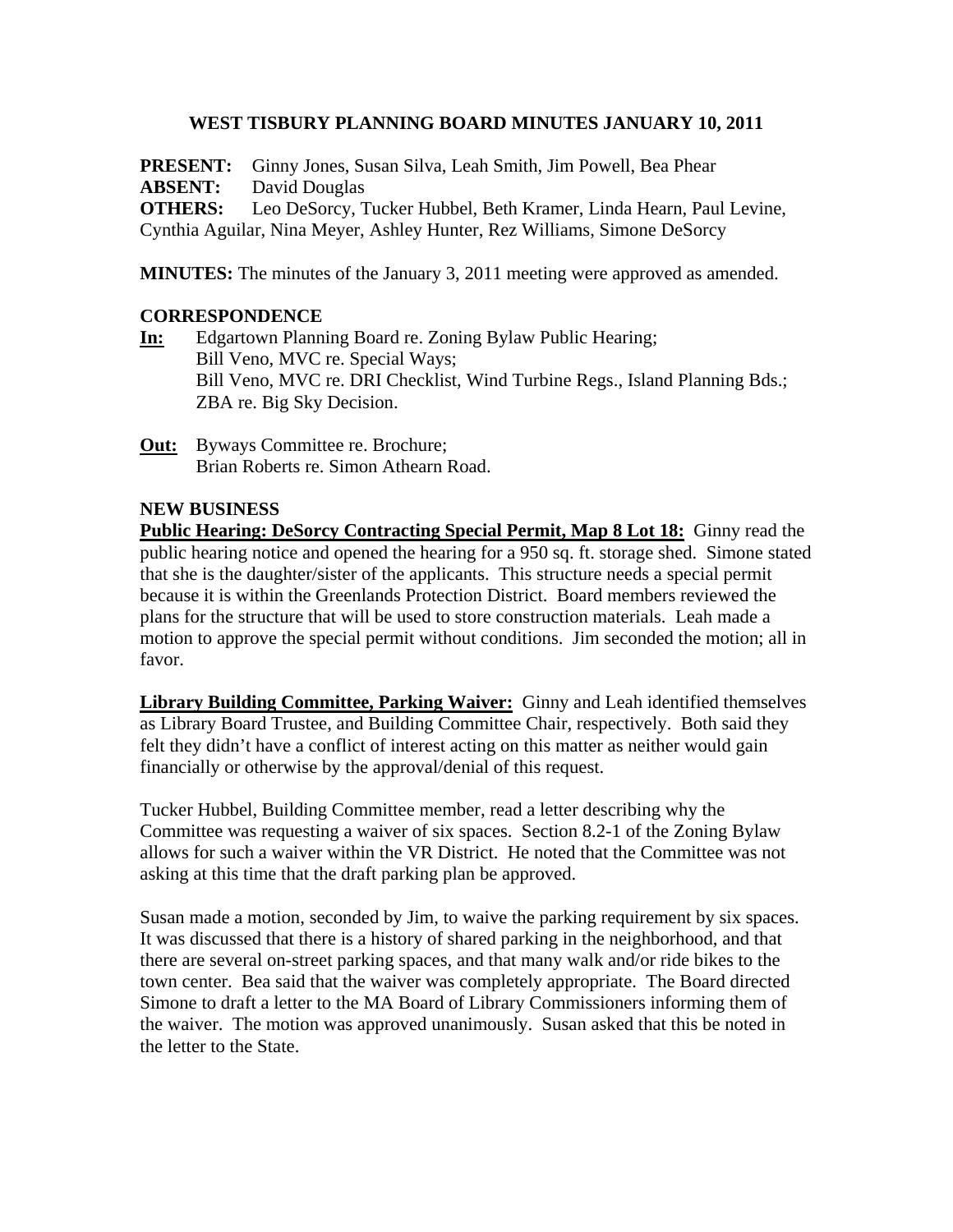# WEST TISBURY PLANNING BOARD MINUTES JANUARY 10, 2011

**PRESENT:** Ginny Jones, Susan Silva, Leah Smith, Jim Powell, Bea Phear
**ABSENT:** David Douglas
**OTHERS:** Leo DeSorcy, Tucker Hubbel, Beth Kramer, Linda Hearn, Paul Levine, Cynthia Aguilar, Nina Meyer, Ashley Hunter, Rez Williams, Simone DeSorcy

**MINUTES:** The minutes of the January 3, 2011 meeting were approved as amended.

## CORRESPONDENCE

**In:** Edgartown Planning Board re. Zoning Bylaw Public Hearing;
Bill Veno, MVC re. Special Ways;
Bill Veno, MVC re. DRI Checklist, Wind Turbine Regs., Island Planning Bds.;
ZBA re. Big Sky Decision.

**Out:** Byways Committee re. Brochure;
Brian Roberts re. Simon Athearn Road.

## NEW BUSINESS

**Public Hearing: DeSorcy Contracting Special Permit, Map 8 Lot 18:** Ginny read the public hearing notice and opened the hearing for a 950 sq. ft. storage shed. Simone stated that she is the daughter/sister of the applicants. This structure needs a special permit because it is within the Greenlands Protection District. Board members reviewed the plans for the structure that will be used to store construction materials. Leah made a motion to approve the special permit without conditions. Jim seconded the motion; all in favor.

**Library Building Committee, Parking Waiver:** Ginny and Leah identified themselves as Library Board Trustee, and Building Committee Chair, respectively. Both said they felt they didn't have a conflict of interest acting on this matter as neither would gain financially or otherwise by the approval/denial of this request.

Tucker Hubbel, Building Committee member, read a letter describing why the Committee was requesting a waiver of six spaces. Section 8.2-1 of the Zoning Bylaw allows for such a waiver within the VR District. He noted that the Committee was not asking at this time that the draft parking plan be approved.

Susan made a motion, seconded by Jim, to waive the parking requirement by six spaces. It was discussed that there is a history of shared parking in the neighborhood, and that there are several on-street parking spaces, and that many walk and/or ride bikes to the town center. Bea said that the waiver was completely appropriate. The Board directed Simone to draft a letter to the MA Board of Library Commissioners informing them of the waiver. The motion was approved unanimously. Susan asked that this be noted in the letter to the State.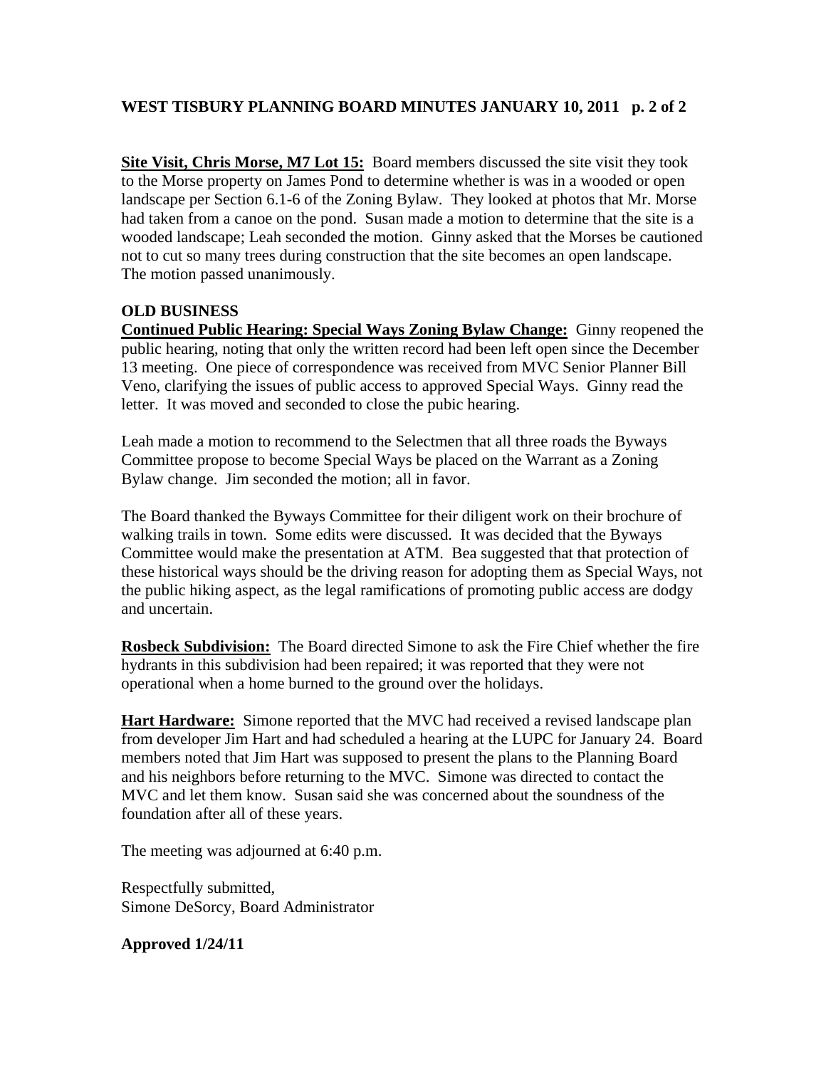**Site Visit, Chris Morse, M7 Lot 15:** Board members discussed the site visit they took to the Morse property on James Pond to determine whether is was in a wooded or open landscape per Section 6.1-6 of the Zoning Bylaw. They looked at photos that Mr. Morse had taken from a canoe on the pond. Susan made a motion to determine that the site is a wooded landscape; Leah seconded the motion. Ginny asked that the Morses be cautioned not to cut so many trees during construction that the site becomes an open landscape. The motion passed unanimously.

**OLD BUSINESS**

**Continued Public Hearing: Special Ways Zoning Bylaw Change:** Ginny reopened the public hearing, noting that only the written record had been left open since the December 13 meeting. One piece of correspondence was received from MVC Senior Planner Bill Veno, clarifying the issues of public access to approved Special Ways. Ginny read the letter. It was moved and seconded to close the pubic hearing.

Leah made a motion to recommend to the Selectmen that all three roads the Byways Committee propose to become Special Ways be placed on the Warrant as a Zoning Bylaw change. Jim seconded the motion; all in favor.

The Board thanked the Byways Committee for their diligent work on their brochure of walking trails in town. Some edits were discussed. It was decided that the Byways Committee would make the presentation at ATM. Bea suggested that that protection of these historical ways should be the driving reason for adopting them as Special Ways, not the public hiking aspect, as the legal ramifications of promoting public access are dodgy and uncertain.

**Rosbeck Subdivision:** The Board directed Simone to ask the Fire Chief whether the fire hydrants in this subdivision had been repaired; it was reported that they were not operational when a home burned to the ground over the holidays.

**Hart Hardware:** Simone reported that the MVC had received a revised landscape plan from developer Jim Hart and had scheduled a hearing at the LUPC for January 24. Board members noted that Jim Hart was supposed to present the plans to the Planning Board and his neighbors before returning to the MVC. Simone was directed to contact the MVC and let them know. Susan said she was concerned about the soundness of the foundation after all of these years.

The meeting was adjourned at 6:40 p.m.

Respectfully submitted,
Simone DeSorcy, Board Administrator

**Approved 1/24/11**